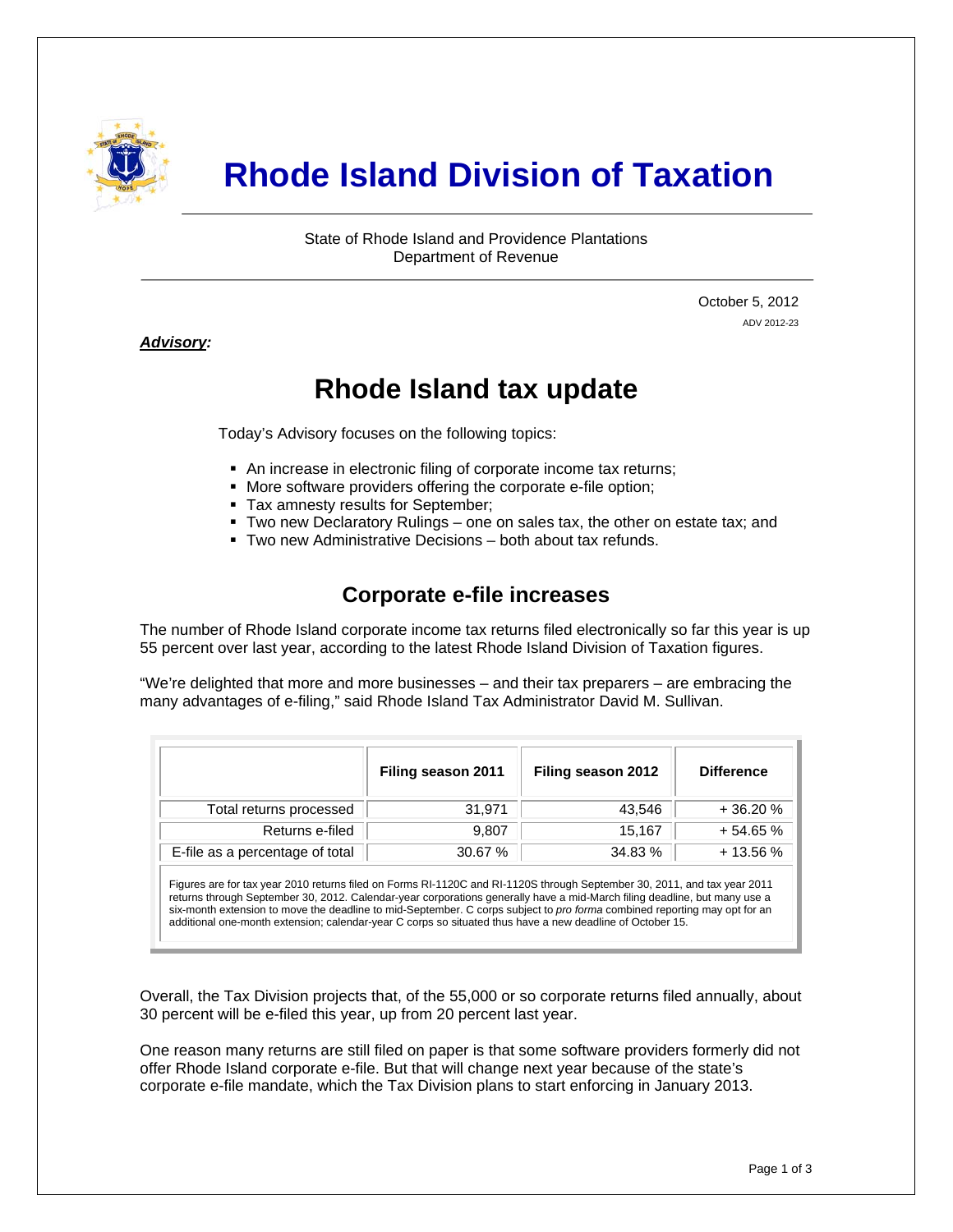# Rhode Island Division of Taxation

State of Rhode Island and Providence Plantations
Department of Revenue

October 5, 2012
ADV 2012-23

***Advisory:***

## Rhode Island tax update

Today's Advisory focuses on the following topics:

- An increase in electronic filing of corporate income tax returns;
- More software providers offering the corporate e-file option;
- Tax amnesty results for September;
- Two new Declaratory Rulings – one on sales tax, the other on estate tax; and
- Two new Administrative Decisions – both about tax refunds.

### Corporate e-file increases

The number of Rhode Island corporate income tax returns filed electronically so far this year is up 55 percent over last year, according to the latest Rhode Island Division of Taxation figures.

"We're delighted that more and more businesses – and their tax preparers – are embracing the many advantages of e-filing," said Rhode Island Tax Administrator David M. Sullivan.

| | Filing season 2011 | Filing season 2012 | Difference |
|---|---|---|---|
| Total returns processed | 31,971 | 43,546 | + 36.20 % |
| Returns e-filed | 9,807 | 15,167 | + 54.65 % |
| E-file as a percentage of total | 30.67 % | 34.83 % | + 13.56 % |

Figures are for tax year 2010 returns filed on Forms RI-1120C and RI-1120S through September 30, 2011, and tax year 2011 returns through September 30, 2012. Calendar-year corporations generally have a mid-March filing deadline, but many use a six-month extension to move the deadline to mid-September. C corps subject to *pro forma* combined reporting may opt for an additional one-month extension; calendar-year C corps so situated thus have a new deadline of October 15.

Overall, the Tax Division projects that, of the 55,000 or so corporate returns filed annually, about 30 percent will be e-filed this year, up from 20 percent last year.

One reason many returns are still filed on paper is that some software providers formerly did not offer Rhode Island corporate e-file. But that will change next year because of the state's corporate e-file mandate, which the Tax Division plans to start enforcing in January 2013.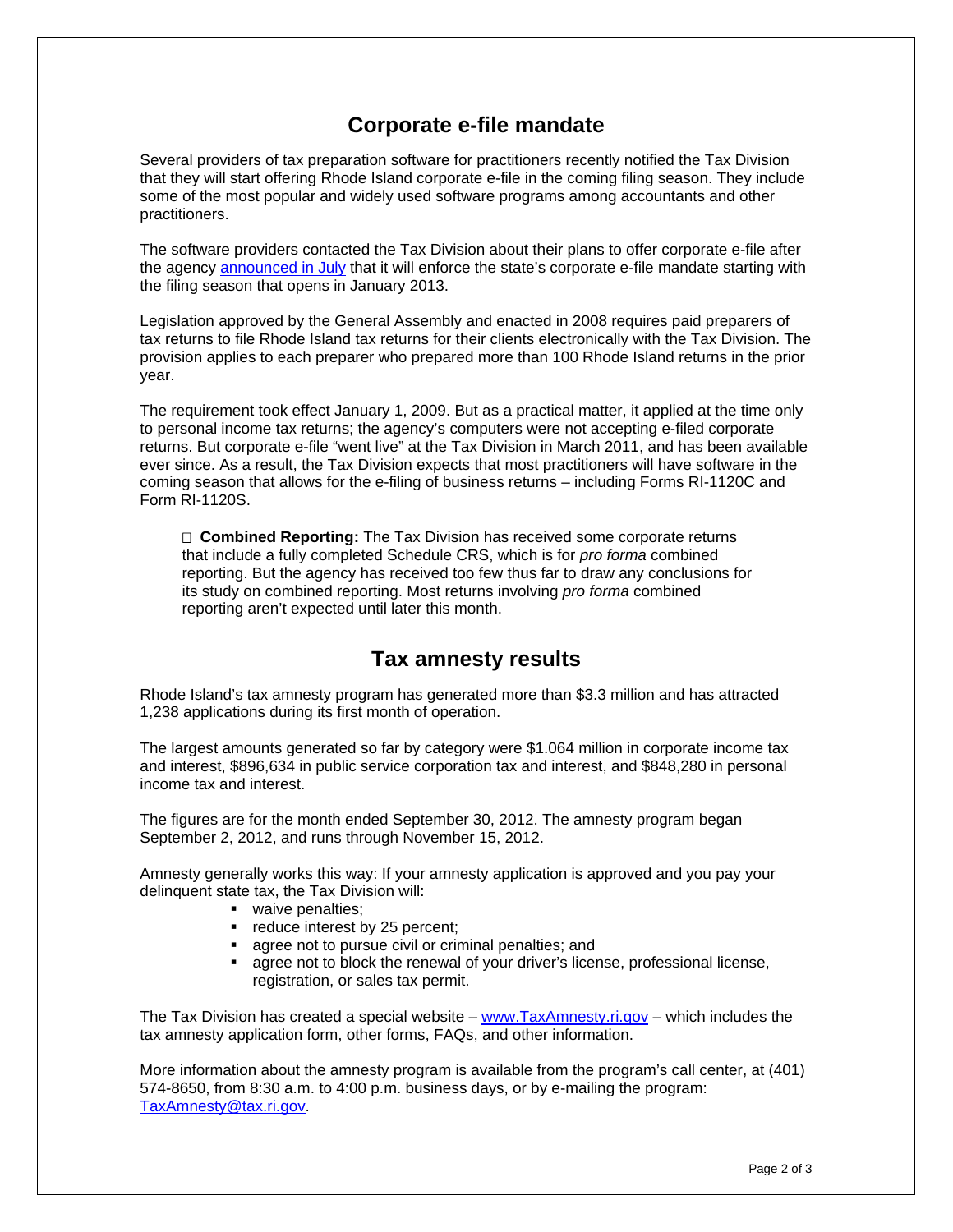## Corporate e-file mandate

Several providers of tax preparation software for practitioners recently notified the Tax Division that they will start offering Rhode Island corporate e-file in the coming filing season. They include some of the most popular and widely used software programs among accountants and other practitioners.

The software providers contacted the Tax Division about their plans to offer corporate e-file after the agency announced in July that it will enforce the state's corporate e-file mandate starting with the filing season that opens in January 2013.

Legislation approved by the General Assembly and enacted in 2008 requires paid preparers of tax returns to file Rhode Island tax returns for their clients electronically with the Tax Division. The provision applies to each preparer who prepared more than 100 Rhode Island returns in the prior year.

The requirement took effect January 1, 2009. But as a practical matter, it applied at the time only to personal income tax returns; the agency's computers were not accepting e-filed corporate returns. But corporate e-file "went live" at the Tax Division in March 2011, and has been available ever since. As a result, the Tax Division expects that most practitioners will have software in the coming season that allows for the e-filing of business returns – including Forms RI-1120C and Form RI-1120S.

- **Combined Reporting:** The Tax Division has received some corporate returns that include a fully completed Schedule CRS, which is for *pro forma* combined reporting. But the agency has received too few thus far to draw any conclusions for its study on combined reporting. Most returns involving *pro forma* combined reporting aren't expected until later this month.

## Tax amnesty results

Rhode Island's tax amnesty program has generated more than $3.3 million and has attracted 1,238 applications during its first month of operation.

The largest amounts generated so far by category were $1.064 million in corporate income tax and interest, $896,634 in public service corporation tax and interest, and $848,280 in personal income tax and interest.

The figures are for the month ended September 30, 2012. The amnesty program began September 2, 2012, and runs through November 15, 2012.

Amnesty generally works this way: If your amnesty application is approved and you pay your delinquent state tax, the Tax Division will:

- waive penalties;
- reduce interest by 25 percent;
- agree not to pursue civil or criminal penalties; and
- agree not to block the renewal of your driver's license, professional license, registration, or sales tax permit.

The Tax Division has created a special website – www.TaxAmnesty.ri.gov – which includes the tax amnesty application form, other forms, FAQs, and other information.

More information about the amnesty program is available from the program's call center, at (401) 574-8650, from 8:30 a.m. to 4:00 p.m. business days, or by e-mailing the program: TaxAmnesty@tax.ri.gov.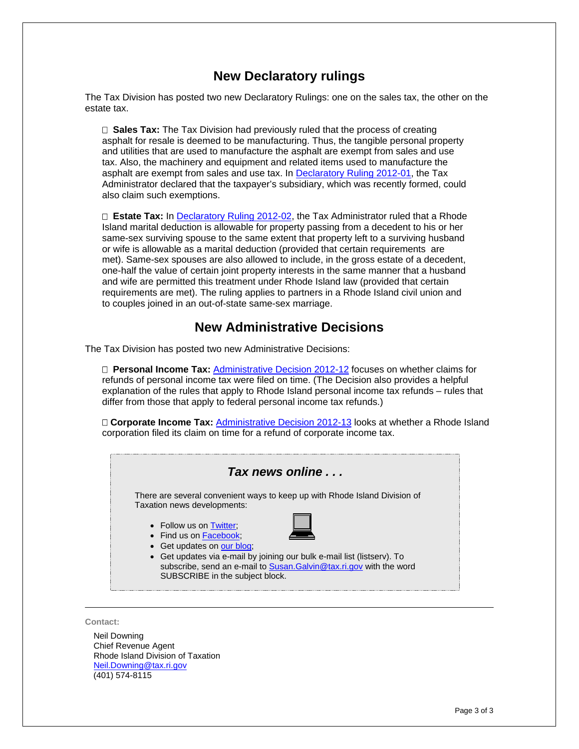## New Declaratory rulings

The Tax Division has posted two new Declaratory Rulings: one on the sales tax, the other on the estate tax.

- **Sales Tax:** The Tax Division had previously ruled that the process of creating asphalt for resale is deemed to be manufacturing. Thus, the tangible personal property and utilities that are used to manufacture the asphalt are exempt from sales and use tax. Also, the machinery and equipment and related items used to manufacture the asphalt are exempt from sales and use tax. In Declaratory Ruling 2012-01, the Tax Administrator declared that the taxpayer's subsidiary, which was recently formed, could also claim such exemptions.

- **Estate Tax:** In Declaratory Ruling 2012-02, the Tax Administrator ruled that a Rhode Island marital deduction is allowable for property passing from a decedent to his or her same-sex surviving spouse to the same extent that property left to a surviving husband or wife is allowable as a marital deduction (provided that certain requirements are met). Same-sex spouses are also allowed to include, in the gross estate of a decedent, one-half the value of certain joint property interests in the same manner that a husband and wife are permitted this treatment under Rhode Island law (provided that certain requirements are met). The ruling applies to partners in a Rhode Island civil union and to couples joined in an out-of-state same-sex marriage.

## New Administrative Decisions

The Tax Division has posted two new Administrative Decisions:

- **Personal Income Tax:** Administrative Decision 2012-12 focuses on whether claims for refunds of personal income tax were filed on time. (The Decision also provides a helpful explanation of the rules that apply to Rhode Island personal income tax refunds – rules that differ from those that apply to federal personal income tax refunds.)

- **Corporate Income Tax:** Administrative Decision 2012-13 looks at whether a Rhode Island corporation filed its claim on time for a refund of corporate income tax.

### *Tax news online . . .*

There are several convenient ways to keep up with Rhode Island Division of Taxation news developments:

- Follow us on Twitter;
- Find us on Facebook;
- Get updates on our blog;
- Get updates via e-mail by joining our bulk e-mail list (listserv). To subscribe, send an e-mail to Susan.Galvin@tax.ri.gov with the word SUBSCRIBE in the subject block.

---

**Contact:**

Neil Downing
Chief Revenue Agent
Rhode Island Division of Taxation
Neil.Downing@tax.ri.gov
(401) 574-8115